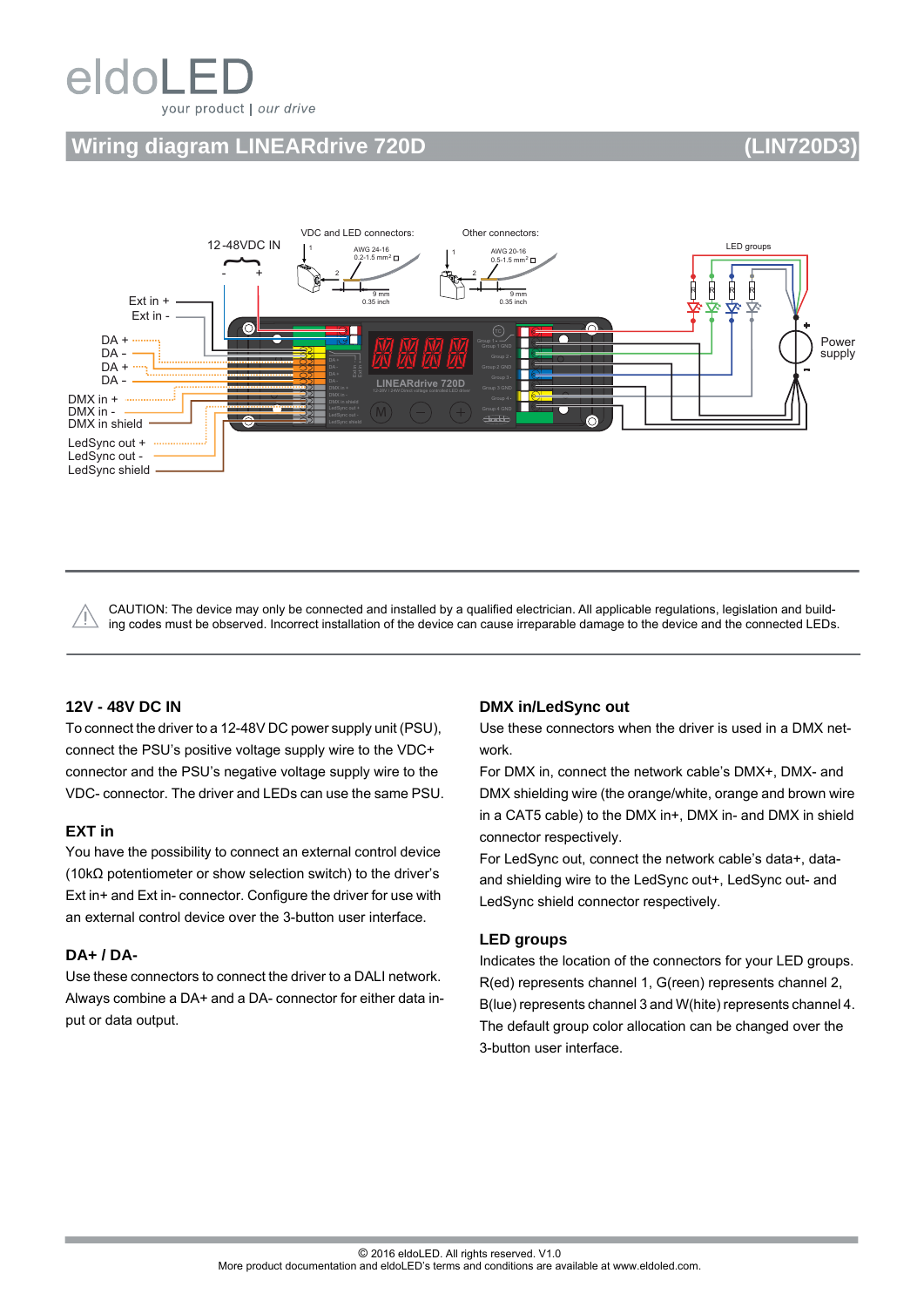eldoLED

your product | *our drive*

# Wiring diagram LINEARdrive 720D (LIN720D3)

12-48VDC IN

VDC and LED connectors: AWG 24-16, 0.2-1.5 mm², 9 mm, 0.35 inch

Other connectors: AWG 20-16, 0.5-1.5 mm², 9 mm, 0.35 inch

LED groups

Power supply

Ext in +
Ext in -
DA +
DA -
DA +
DA -
DMX in +
DMX in -
DMX in shield
LedSync out +
LedSync out -
LedSync shield

CAUTION: The device may only be connected and installed by a qualified electrician. All applicable regulations, legislation and building codes must be observed. Incorrect installation of the device can cause irreparable damage to the device and the connected LEDs.

### 12V - 48V DC IN

To connect the driver to a 12-48V DC power supply unit (PSU), connect the PSU's positive voltage supply wire to the VDC+ connector and the PSU's negative voltage supply wire to the VDC- connector. The driver and LEDs can use the same PSU.

### EXT in

You have the possibility to connect an external control device (10kΩ potentiometer or show selection switch) to the driver's Ext in+ and Ext in- connector. Configure the driver for use with an external control device over the 3-button user interface.

### DA+ / DA-

Use these connectors to connect the driver to a DALI network. Always combine a DA+ and a DA- connector for either data input or data output.

### DMX in/LedSync out

Use these connectors when the driver is used in a DMX network.

For DMX in, connect the network cable's DMX+, DMX- and DMX shielding wire (the orange/white, orange and brown wire in a CAT5 cable) to the DMX in+, DMX in- and DMX in shield connector respectively.

For LedSync out, connect the network cable's data+, data- and shielding wire to the LedSync out+, LedSync out- and LedSync shield connector respectively.

### LED groups

Indicates the location of the connectors for your LED groups. R(ed) represents channel 1, G(reen) represents channel 2, B(lue) represents channel 3 and W(hite) represents channel 4. The default group color allocation can be changed over the 3-button user interface.

© 2016 eldoLED. All rights reserved. V1.0
More product documentation and eldoLED's terms and conditions are available at www.eldoled.com.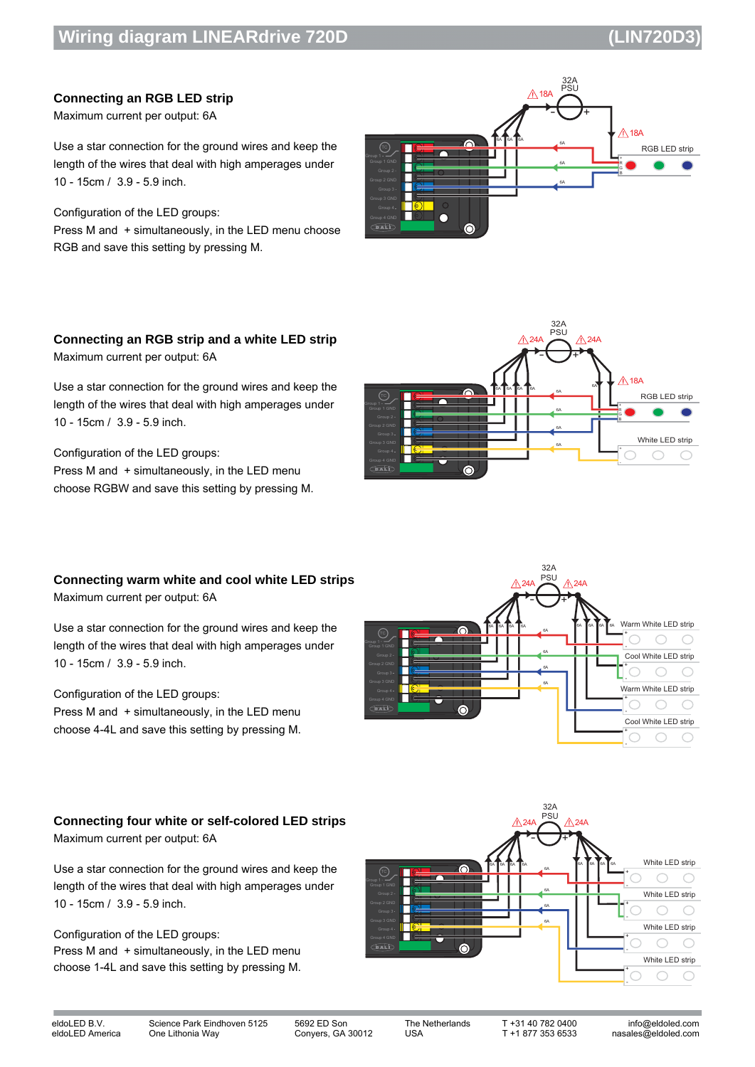# Wiring diagram LINEARdrive 720D (LIN720D3)

### Connecting an RGB LED strip

Maximum current per output: 6A

Use a star connection for the ground wires and keep the length of the wires that deal with high amperages under 10 - 15cm / 3.9 - 5.9 inch.

Configuration of the LED groups:
Press M and + simultaneously, in the LED menu choose RGB and save this setting by pressing M.

32A
PSU
18A
18A
RGB LED strip
6A

### Connecting an RGB strip and a white LED strip

Maximum current per output: 6A

Use a star connection for the ground wires and keep the length of the wires that deal with high amperages under 10 - 15cm / 3.9 - 5.9 inch.

Configuration of the LED groups:
Press M and + simultaneously, in the LED menu choose RGBW and save this setting by pressing M.

32A
PSU
24A
24A
18A
RGB LED strip
White LED strip
6A

### Connecting warm white and cool white LED strips

Maximum current per output: 6A

Use a star connection for the ground wires and keep the length of the wires that deal with high amperages under 10 - 15cm / 3.9 - 5.9 inch.

Configuration of the LED groups:
Press M and + simultaneously, in the LED menu choose 4-4L and save this setting by pressing M.

32A
PSU
24A
24A
Warm White LED strip
Cool White LED strip
Warm White LED strip
Cool White LED strip
6A

### Connecting four white or self-colored LED strips

Maximum current per output: 6A

Use a star connection for the ground wires and keep the length of the wires that deal with high amperages under 10 - 15cm / 3.9 - 5.9 inch.

Configuration of the LED groups:
Press M and + simultaneously, in the LED menu choose 1-4L and save this setting by pressing M.

32A
PSU
24A
24A
White LED strip
White LED strip
White LED strip
White LED strip
6A

eldoLED B.V. | Science Park Eindhoven 5125 | 5692 ED Son | The Netherlands | T +31 40 782 0400 | info@eldoled.com
eldoLED America | One Lithonia Way | Conyers, GA 30012 | USA | T +1 877 353 6533 | nasales@eldoled.com